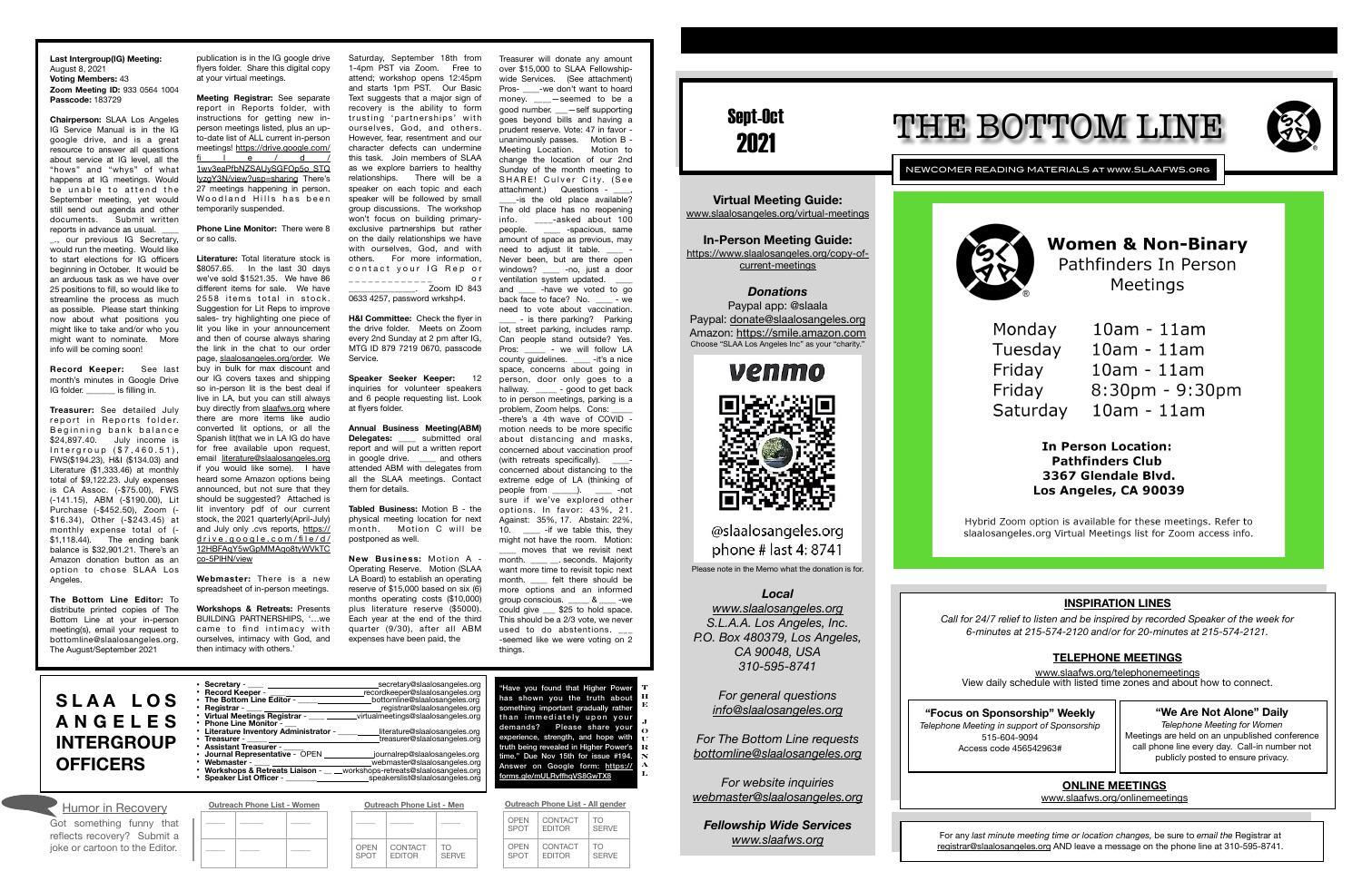**Last Intergroup(IG) Meeting:** August 8, 2021
**Voting Members:** 43
**Zoom Meeting ID:** 933 0564 1004
**Passcode:** 183729

**Chairperson:** SLAA Los Angeles IG Service Manual is in the IG google drive, and is a great resource to answer all questions about service at IG level, all the "hows" and "whys" of what happens at IG meetings. Would be unable to attend the September meeting, yet would still send out agenda and other documents. Submit written reports in advance as usual. ___ ... our previous IG Secretary, would run the meeting. Would like to start elections for IG officers beginning in October. It would be an arduous task as we have over 25 positions to fill, so would like to streamline the process as much as possible. Please start thinking now about what positions you might like to take and/or who you might want to nominate. More info will be coming soon!

**Record Keeper:** See last month's minutes in Google Drive IG folder. ______ is filling in.

**Treasurer:** See detailed July report in Reports folder. Beginning bank balance $24,897.40. July income is Intergroup ($7,460.51), FWS($194.23), H&I ($134.03) and Literature ($1,333.46) at monthly total of $9,122.23. July expenses is CA Assoc. (-$75.00), FWS (-141.15), ABM (-$190.00), Lit Purchase (-$452.50), Zoom (-$16.34), Other (-$243.45) at monthly expense total of (-$1,118.44). The ending bank balance is $32,901.21. There's an Amazon donation button as an option to chose SLAA Los Angeles.

**The Bottom Line Editor:** To distribute printed copies of The Bottom Line at your in-person meeting(s), email your request to bottomline@slaalosangeles.org. The August/September 2021 publication is in the IG google drive flyers folder. Share this digital copy at your virtual meetings.

**Meeting Registrar:** See separate report in Reports folder, with instructions for getting new in-person meetings listed, plus an up-to-date list of ALL current in-person meetings! https://drive.google.com/file/d/1wv3eaPfbNZSAUySGFOp5o_STQlyzgY3N/view?usp=sharing There's 27 meetings happening in person. Woodland Hills has been temporarily suspended.

**Phone Line Monitor:** There were 8 or so calls.

**Literature:** Total literature stock is $8057.65. In the last 30 days we've sold $1521.35. We have 86 different items for sale. We have 2558 items total in stock. Suggestion for Lit Reps to improve sales- try highlighting one piece of lit you like in your announcement and then of course always sharing the link in the chat to our order page, slaalosangeles.org/order. We buy in bulk for max discount and our IG covers taxes and shipping so in-person lit is the best deal if live in LA, but you can still always buy directly from slaafws.org where there are more items like audio converted lit options, or all the Spanish lit(that we in LA IG do have for free available upon request, email literature@slaalosangeles.org if you would like some). I have heard some Amazon options being announced, but not sure that they should be suggested? Attached is lit inventory pdf of our current stock, the 2021 quarterly(April-July) and July only .cvs reports, https://drive.google.com/file/d/12HBFAqY5wGpMMAqo8tyWVkTCco-5PIHN/view

**Webmaster:** There is a new spreadsheet of in-person meetings.

**Workshops & Retreats:** Presents BUILDING PARTNERSHIPS, '...we came to find intimacy with ourselves, intimacy with God, and then intimacy with others.' Saturday, September 18th from 1-4pm PST via Zoom. Free to attend; workshop opens 12:45pm and starts 1pm PST. Our Basic Text suggests that a major sign of recovery is the ability to form trusting 'partnerships' with ourselves, God, and others. However, fear, resentment and our character defects can undermine this task. Join members of SLAA as we explore barriers to healthy relationships. There will be a speaker on each topic and each speaker will be followed by small group discussions. The workshop won't focus on building primary-exclusive partnerships but rather on the daily relationships we have with ourselves, God, and with others. For more information, contact your IG Rep or ____________________. Zoom ID 843 0633 4257, password wrkshp4.

**H&I Committee:** Check the flyer in the drive folder. Meets on Zoom every 2nd Sunday at 2 pm after IG, MTG ID 879 7219 0670, passcode Service.

**Speaker Seeker Keeper:** 12 inquiries for volunteer speakers and 6 people requesting list. Look at flyers folder.

**Annual Business Meeting(ABM) Delegates:** ___ submitted oral report and will put a written report in google drive. ____ and others attended ABM with delegates from all the SLAA meetings. Contact them for details.

**Tabled Business:** Motion B - the physical meeting location for next month. Motion C will be postponed as well.

**New Business:** Motion A - Operating Reserve. Motion (SLAA LA Board) to establish an operating reserve of $15,000 based on six (6) months operating costs ($10,000) plus literature reserve ($5000). Each year at the end of the third quarter (9/30), after all ABM expenses have been paid, the Treasurer will donate any amount over $15,000 to SLAA Fellowship-wide Services. (See attachment) Pros- ____-we don't want to hoard money. ____—seemed to be a good number. ___—self supporting goes beyond bills and having a prudent reserve. Vote: 47 in favor - unanimously passes. Motion B - Meeting Location. Motion to change the location of our 2nd Sunday of the month meeting to SHARE! Culver City. (See attachment.) Questions - ____, ____-is the old place available? The old place has no reopening info. ____-asked about 100 people. ____ -spacious, same amount of space as previous, may need to adjust lit table. ____ - Never been, but are there open windows? ____ -no, just a door ventilation system updated. ____ and ____ -have we voted to go back face to face? No. ____ - we need to vote about vaccination. ____ - is there parking? Parking lot, street parking, includes ramp. Can people stand outside? Yes. Pros: _____ - we will follow LA county guidelines. ____ -it's a nice space, concerns about going in person, door only goes to a hallway. ____ - good to get back to in person meetings, parking is a problem, Zoom helps. Cons: ____ -there's a 4th wave of COVID - motion needs to be more specific about distancing and masks, concerned about vaccination proof (with retreats specifically). ____-concerned about distancing to the extreme edge of LA (thinking of people from _____). ____ -not sure if we've explored other options. In favor: 43%, 21. Against: 35%, 17. Abstain: 22%, 10. ____ -if we table this, they might not have the room. Motion: ____ moves that we revisit next month. ____ ... seconds. Majority want more time to revisit topic next month. ____ felt there should be more options and an informed group conscious. ____ & ____ -we could give ___ $25 to hold space. This should be a 2/3 vote, we never used to do abstentions. ___ -seemed like we were voting on 2 things.

# SLAA LOS ANGELES INTERGROUP OFFICERS

- **Secretary** - ____ secretary@slaalosangeles.org
- **Record Keeper** - ____ recordkeeper@slaalosangeles.org
- **The Bottom Line Editor** - ____ bottomline@slaalosangeles.org
- **Registrar** - ____ registrar@slaalosangeles.org
- **Virtual Meetings Registrar** - ____ virtualmeetings@slaalosangeles.org
- **Phone Line Monitor** - ____
- **Literature Inventory Administrator** - ____ literature@slaalosangeles.org
- **Treasurer** - ____ treasurer@slaalosangeles.org
- **Assistant Treasurer** - ____
- **Journal Representative** - OPEN journalrep@slaalosangeles.org
- **Webmaster** - ____ webmaster@slaalosangeles.org
- **Workshops & Retreats Liaison** - ____ workshops-retreats@slaalosangeles.org
- **Speaker List Officer** - ____ speakerslist@slaalosangeles.org

**THE JOURNAL**

"Have you found that Higher Power has shown you the truth about something important gradually rather than immediately upon your demands? Please share your experience, strength, and hope with truth being revealed in Higher Power's time." Due Nov 15th for issue #194. Answer on Google form: https://forms.gle/mULRvffhqVS8GwTX8

## Humor in Recovery

Got something funny that reflects recovery? Submit a joke or cartoon to the Editor.

**Outreach Phone List - Women**

| | | |
|---|---|---|
| ____ | ____ | ____ |
| ____ | ____ | ____ |

**Outreach Phone List - Men**

| | | |
|---|---|---|
| ____ | ____ | ____ |
| OPEN SPOT | CONTACT EDITOR | TO SERVE |

**Outreach Phone List - All gender**

| | | |
|---|---|---|
| OPEN SPOT | CONTACT EDITOR | TO SERVE |
| OPEN SPOT | CONTACT EDITOR | TO SERVE |

# THE BOTTOM LINE

**Sept-Oct 2021**

NEWCOMER READING MATERIALS AT WWW.SLAAFWS.ORG

**Virtual Meeting Guide:**
www.slaalosangeles.org/virtual-meetings

**In-Person Meeting Guide:**
https://www.slaalosangeles.org/copy-of-current-meetings

***Donations***

Paypal app: @slaala
Paypal: donate@slaalosangeles.org
Amazon: https://smile.amazon.com
Choose "SLAA Los Angeles Inc" as your "charity."

venmo
@slaalosangeles.org
phone # last 4: 8741

Please note in the Memo what the donation is for.

***Local***
*www.slaalosangeles.org*
*S.L.A.A. Los Angeles, Inc.*
*P.O. Box 480379, Los Angeles, CA 90048, USA*
*310-595-8741*

*For general questions*
*info@slaalosangeles.org*

*For The Bottom Line requests*
*bottomline@slaalosangeles.org*

*For website inquiries*
*webmaster@slaalosangeles.org*

***Fellowship Wide Services***
*www.slaafws.org*

## Women & Non-Binary Pathfinders In Person Meetings

| | |
|---|---|
| Monday | 10am - 11am |
| Tuesday | 10am - 11am |
| Friday | 10am - 11am |
| Friday | 8:30pm - 9:30pm |
| Saturday | 10am - 11am |

**In Person Location:**
**Pathfinders Club**
**3367 Glendale Blvd.**
**Los Angeles, CA 90039**

Hybrid Zoom option is available for these meetings. Refer to slaalosangeles.org Virtual Meetings list for Zoom access info.

## INSPIRATION LINES

*Call for 24/7 relief to listen and be inspired by recorded Speaker of the week for 6-minutes at 215-574-2120 and/or for 20-minutes at 215-574-2121.*

## TELEPHONE MEETINGS

www.slaafws.org/telephonemeetings
View daily schedule with listed time zones and about how to connect.

**"Focus on Sponsorship" Weekly**
*Telephone Meeting in support of Sponsorship*
515-604-9094
Access code 456542963#

**"We Are Not Alone" Daily**
*Telephone Meeting for Women*
Meetings are held on an unpublished conference call phone line every day. Call-in number not publicly posted to ensure privacy.

## ONLINE MEETINGS

www.slaafws.org/onlinemeetings

For any *last minute meeting time or location changes*, be sure to *email the* Registrar at registrar@slaalosangeles.org AND leave a message on the phone line at 310-595-8741.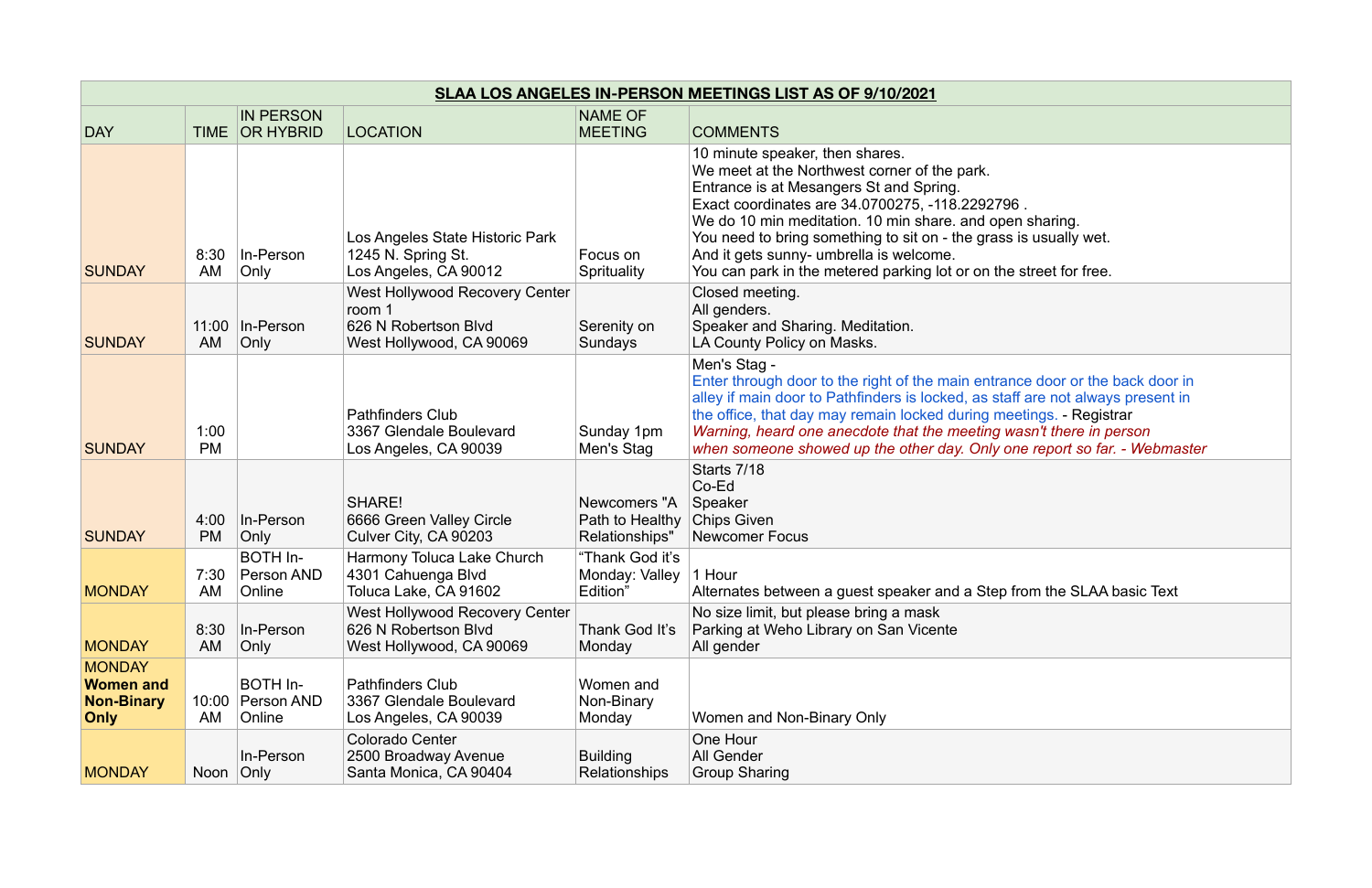| SLAA LOS ANGELES IN-PERSON MEETINGS LIST AS OF 9/10/2021 | | | | | |
|---|---|---|---|---|---|
| DAY | TIME | IN PERSON OR HYBRID | LOCATION | NAME OF MEETING | COMMENTS |
| SUNDAY | 8:30 AM | In-Person Only | Los Angeles State Historic Park<br>1245 N. Spring St.<br>Los Angeles, CA 90012 | Focus on Sprituality | 10 minute speaker, then shares.<br>We meet at the Northwest corner of the park.<br>Entrance is at Mesangers St and Spring.<br>Exact coordinates are 34.0700275, -118.2292796 .<br>We do 10 min meditation. 10 min share. and open sharing.<br>You need to bring something to sit on - the grass is usually wet.<br>And it gets sunny- umbrella is welcome.<br>You can park in the metered parking lot or on the street for free. |
| SUNDAY | 11:00 AM | In-Person Only | West Hollywood Recovery Center room 1<br>626 N Robertson Blvd<br>West Hollywood, CA 90069 | Serenity on Sundays | Closed meeting.<br>All genders.<br>Speaker and Sharing. Meditation.<br>LA County Policy on Masks. |
| SUNDAY | 1:00 PM | | Pathfinders Club<br>3367 Glendale Boulevard<br>Los Angeles, CA 90039 | Sunday 1pm Men's Stag | Men's Stag -<br>Enter through door to the right of the main entrance door or the back door in alley if main door to Pathfinders is locked, as staff are not always present in the office, that day may remain locked during meetings. - Registrar<br>*Warning, heard one anecdote that the meeting wasn't there in person when someone showed up the other day. Only one report so far. - Webmaster* |
| SUNDAY | 4:00 PM | In-Person Only | SHARE!<br>6666 Green Valley Circle<br>Culver City, CA 90203 | Newcomers "A Path to Healthy Relationships" | Starts 7/18<br>Co-Ed<br>Speaker<br>Chips Given<br>Newcomer Focus |
| MONDAY | 7:30 AM | BOTH In-Person AND Online | Harmony Toluca Lake Church<br>4301 Cahuenga Blvd<br>Toluca Lake, CA 91602 | "Thank God it's Monday: Valley Edition" | 1 Hour<br>Alternates between a guest speaker and a Step from the SLAA basic Text |
| MONDAY | 8:30 AM | In-Person Only | West Hollywood Recovery Center<br>626 N Robertson Blvd<br>West Hollywood, CA 90069 | Thank God It's Monday | No size limit, but please bring a mask<br>Parking at Weho Library on San Vicente<br>All gender |
| MONDAY **Women and Non-Binary Only** | 10:00 AM | BOTH In-Person AND Online | Pathfinders Club<br>3367 Glendale Boulevard<br>Los Angeles, CA 90039 | Women and Non-Binary Monday | Women and Non-Binary Only |
| MONDAY | Noon | In-Person Only | Colorado Center<br>2500 Broadway Avenue<br>Santa Monica, CA 90404 | Building Relationships | One Hour<br>All Gender<br>Group Sharing |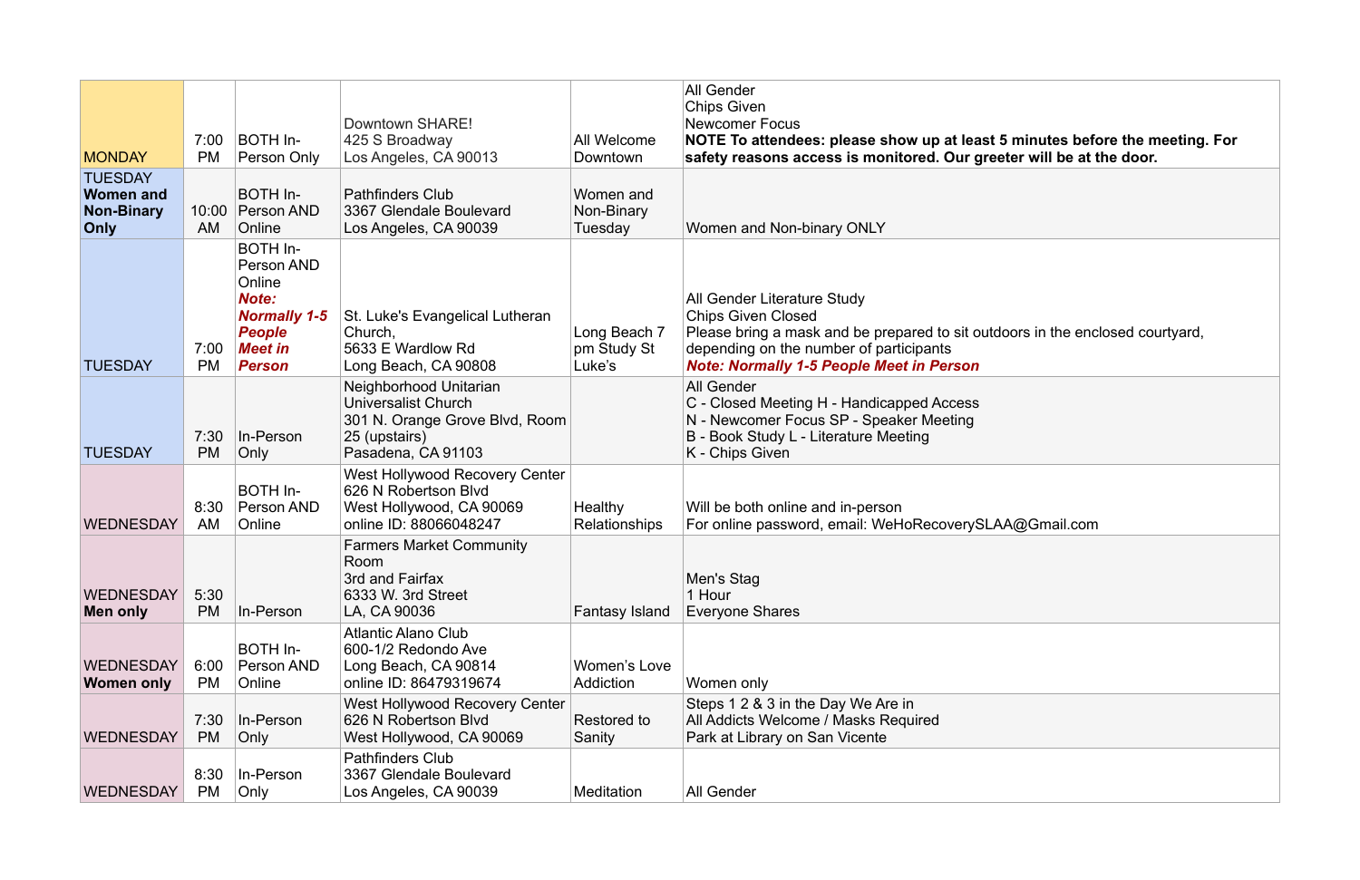| | | | | | |
|---|---|---|---|---|---|
| MONDAY | 7:00 PM | BOTH In-Person Only | Downtown SHARE!<br>425 S Broadway<br>Los Angeles, CA 90013 | All Welcome Downtown | All Gender<br>Chips Given<br>Newcomer Focus<br>**NOTE To attendees: please show up at least 5 minutes before the meeting. For safety reasons access is monitored. Our greeter will be at the door.** |
| TUESDAY **Women and Non-Binary Only** | 10:00 AM | BOTH In-Person AND Online | Pathfinders Club<br>3367 Glendale Boulevard<br>Los Angeles, CA 90039 | Women and Non-Binary Tuesday | Women and Non-binary ONLY |
| TUESDAY | 7:00 PM | BOTH In-Person AND Online<br>***Note: Normally 1-5 People Meet in Person*** | St. Luke's Evangelical Lutheran Church,<br>5633 E Wardlow Rd<br>Long Beach, CA 90808 | Long Beach 7 pm Study St Luke's | All Gender Literature Study<br>Chips Given Closed<br>Please bring a mask and be prepared to sit outdoors in the enclosed courtyard, depending on the number of participants<br>***Note: Normally 1-5 People Meet in Person*** |
| TUESDAY | 7:30 PM | In-Person Only | Neighborhood Unitarian Universalist Church<br>301 N. Orange Grove Blvd, Room 25 (upstairs)<br>Pasadena, CA 91103 | | All Gender<br>C - Closed Meeting H - Handicapped Access<br>N - Newcomer Focus SP - Speaker Meeting<br>B - Book Study L - Literature Meeting<br>K - Chips Given |
| WEDNESDAY | 8:30 AM | BOTH In-Person AND Online | West Hollywood Recovery Center<br>626 N Robertson Blvd<br>West Hollywood, CA 90069<br>online ID: 88066048247 | Healthy Relationships | Will be both online and in-person<br>For online password, email: WeHoRecoverySLAA@Gmail.com |
| WEDNESDAY **Men only** | 5:30 PM | In-Person | Farmers Market Community Room<br>3rd and Fairfax<br>6333 W. 3rd Street<br>LA, CA 90036 | Fantasy Island | Men's Stag<br>1 Hour<br>Everyone Shares |
| WEDNESDAY **Women only** | 6:00 PM | BOTH In-Person AND Online | Atlantic Alano Club<br>600-1/2 Redondo Ave<br>Long Beach, CA 90814<br>online ID: 86479319674 | Women's Love Addiction | Women only |
| WEDNESDAY | 7:30 PM | In-Person Only | West Hollywood Recovery Center<br>626 N Robertson Blvd<br>West Hollywood, CA 90069 | Restored to Sanity | Steps 1 2 & 3 in the Day We Are in<br>All Addicts Welcome / Masks Required<br>Park at Library on San Vicente |
| WEDNESDAY | 8:30 PM | In-Person Only | Pathfinders Club<br>3367 Glendale Boulevard<br>Los Angeles, CA 90039 | Meditation | All Gender |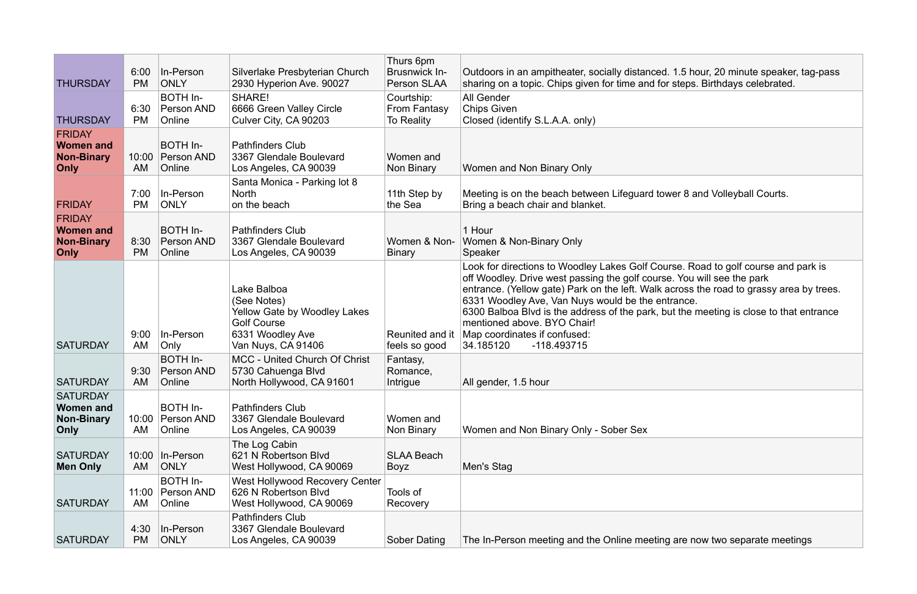| | | | | | |
|---|---|---|---|---|---|
| THURSDAY | 6:00 PM | In-Person ONLY | Silverlake Presbyterian Church 2930 Hyperion Ave. 90027 | Thurs 6pm Brusnwick In-Person SLAA | Outdoors in an ampitheater, socially distanced. 1.5 hour, 20 minute speaker, tag-pass sharing on a topic. Chips given for time and for steps. Birthdays celebrated. |
| THURSDAY | 6:30 PM | BOTH In-Person AND Online | SHARE!<br>6666 Green Valley Circle<br>Culver City, CA 90203 | Courtship: From Fantasy To Reality | All Gender<br>Chips Given<br>Closed (identify S.L.A.A. only) |
| FRIDAY **Women and Non-Binary Only** | 10:00 AM | BOTH In-Person AND Online | Pathfinders Club<br>3367 Glendale Boulevard<br>Los Angeles, CA 90039 | Women and Non Binary | Women and Non Binary Only |
| FRIDAY | 7:00 PM | In-Person ONLY | Santa Monica - Parking lot 8 North<br>on the beach | 11th Step by the Sea | Meeting is on the beach between Lifeguard tower 8 and Volleyball Courts.<br>Bring a beach chair and blanket. |
| FRIDAY **Women and Non-Binary Only** | 8:30 PM | BOTH In-Person AND Online | Pathfinders Club<br>3367 Glendale Boulevard<br>Los Angeles, CA 90039 | Women & Non-Binary | 1 Hour<br>Women & Non-Binary Only<br>Speaker |
| SATURDAY | 9:00 AM | In-Person Only | Lake Balboa<br>(See Notes)<br>Yellow Gate by Woodley Lakes Golf Course<br>6331 Woodley Ave<br>Van Nuys, CA 91406 | Reunited and it feels so good | Look for directions to Woodley Lakes Golf Course. Road to golf course and park is off Woodley. Drive west passing the golf course. You will see the park entrance. (Yellow gate) Park on the left. Walk across the road to grassy area by trees.<br>6331 Woodley Ave, Van Nuys would be the entrance.<br>6300 Balboa Blvd is the address of the park, but the meeting is close to that entrance mentioned above. BYO Chair!<br>Map coordinates if confused:<br>34.185120 -118.493715 |
| SATURDAY | 9:30 AM | BOTH In-Person AND Online | MCC - United Church Of Christ<br>5730 Cahuenga Blvd<br>North Hollywood, CA 91601 | Fantasy, Romance, Intrigue | All gender, 1.5 hour |
| SATURDAY **Women and Non-Binary Only** | 10:00 AM | BOTH In-Person AND Online | Pathfinders Club<br>3367 Glendale Boulevard<br>Los Angeles, CA 90039 | Women and Non Binary | Women and Non Binary Only - Sober Sex |
| SATURDAY **Men Only** | 10:00 AM | In-Person ONLY | The Log Cabin<br>621 N Robertson Blvd<br>West Hollywood, CA 90069 | SLAA Beach Boyz | Men's Stag |
| SATURDAY | 11:00 AM | BOTH In-Person AND Online | West Hollywood Recovery Center<br>626 N Robertson Blvd<br>West Hollywood, CA 90069 | Tools of Recovery | |
| SATURDAY | 4:30 PM | In-Person ONLY | Pathfinders Club<br>3367 Glendale Boulevard<br>Los Angeles, CA 90039 | Sober Dating | The In-Person meeting and the Online meeting are now two separate meetings |